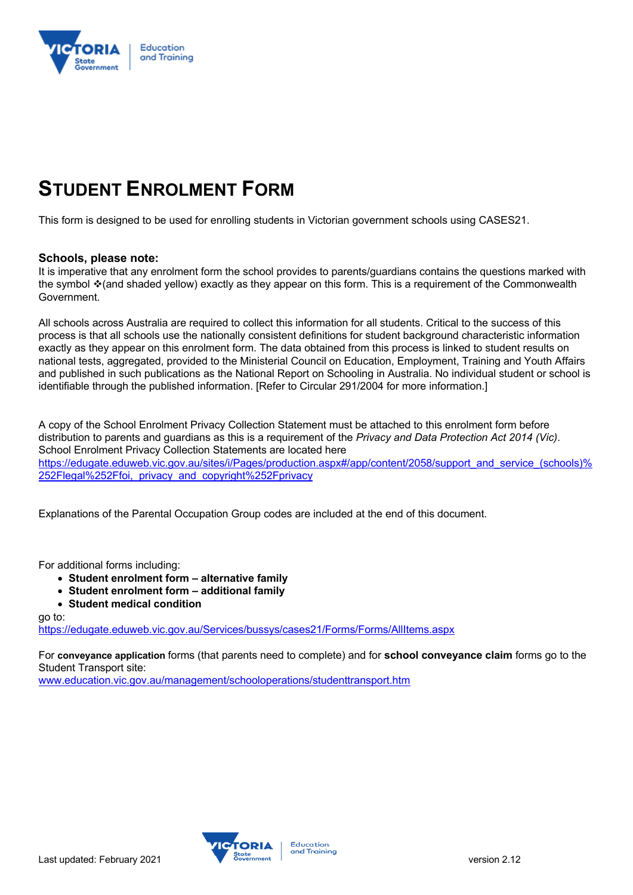# STUDENT ENROLMENT FORM

This form is designed to be used for enrolling students in Victorian government schools using CASES21.

**Schools, please note:**
It is imperative that any enrolment form the school provides to parents/guardians contains the questions marked with the symbol ❖(and shaded yellow) exactly as they appear on this form. This is a requirement of the Commonwealth Government.

All schools across Australia are required to collect this information for all students. Critical to the success of this process is that all schools use the nationally consistent definitions for student background characteristic information exactly as they appear on this enrolment form. The data obtained from this process is linked to student results on national tests, aggregated, provided to the Ministerial Council on Education, Employment, Training and Youth Affairs and published in such publications as the National Report on Schooling in Australia. No individual student or school is identifiable through the published information. [Refer to Circular 291/2004 for more information.]

A copy of the School Enrolment Privacy Collection Statement must be attached to this enrolment form before distribution to parents and guardians as this is a requirement of the *Privacy and Data Protection Act 2014 (Vic)*. School Enrolment Privacy Collection Statements are located here
https://edugate.eduweb.vic.gov.au/sites/i/Pages/production.aspx#/app/content/2058/support_and_service_(schools)%252Flegal%252Ffoi,_privacy_and_copyright%252Fprivacy

Explanations of the Parental Occupation Group codes are included at the end of this document.

For additional forms including:

- **Student enrolment form – alternative family**
- **Student enrolment form – additional family**
- **Student medical condition**

go to:
https://edugate.eduweb.vic.gov.au/Services/bussys/cases21/Forms/Forms/AllItems.aspx

For **conveyance application** forms (that parents need to complete) and for **school conveyance claim** forms go to the Student Transport site:
www.education.vic.gov.au/management/schooloperations/studenttransport.htm

Last updated: February 2021 version 2.12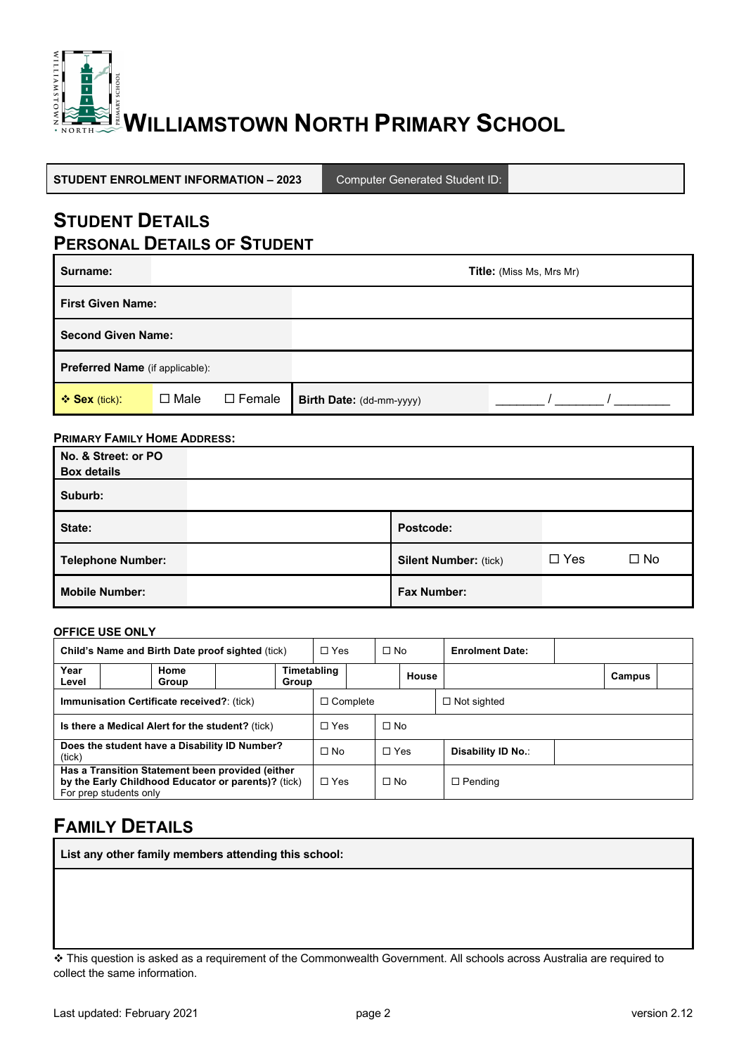# WILLIAMSTOWN NORTH PRIMARY SCHOOL

| STUDENT ENROLMENT INFORMATION – 2023 | Computer Generated Student ID: | |
|---|---|---|

## STUDENT DETAILS

### PERSONAL DETAILS OF STUDENT

| | | | |
|---|---|---|---|
| **Surname:** | | **Title:** (Miss Ms, Mrs Mr) | |
| **First Given Name:** | | | |
| **Second Given Name:** | | | |
| **Preferred Name** (if applicable): | | | |
| ❖ **Sex** (tick): | ☐ Male ☐ Female | **Birth Date:** (dd-mm-yyyy) | _______ / _______ / ________ |

**PRIMARY FAMILY HOME ADDRESS:**

| | | | |
|---|---|---|---|
| **No. & Street: or PO Box details** | | | |
| **Suburb:** | | | |
| **State:** | | **Postcode:** | |
| **Telephone Number:** | | **Silent Number:** (tick) | ☐ Yes ☐ No |
| **Mobile Number:** | | **Fax Number:** | |

**OFFICE USE ONLY**

| | | | | | | | | | |
|---|---|---|---|---|---|---|---|---|---|
| **Child's Name and Birth Date proof sighted** (tick) | | | ☐ Yes | ☐ No | **Enrolment Date:** | | | | |
| **Year Level** | | **Home Group** | | **Timetabling Group** | | **House** | | **Campus** | |
| **Immunisation Certificate received?**: (tick) | | | ☐ Complete | | ☐ Not sighted | | | | |
| **Is there a Medical Alert for the student?** (tick) | | | ☐ Yes | ☐ No | | | | | |
| **Does the student have a Disability ID Number?** (tick) | | | ☐ No | ☐ Yes | **Disability ID No.**: | | | | |
| **Has a Transition Statement been provided (either by the Early Childhood Educator or parents)?** (tick) For prep students only | | | ☐ Yes | ☐ No | ☐ Pending | | | | |

## FAMILY DETAILS

| **List any other family members attending this school:** |
|---|
| |

❖ This question is asked as a requirement of the Commonwealth Government. All schools across Australia are required to collect the same information.

Last updated: February 2021 version 2.12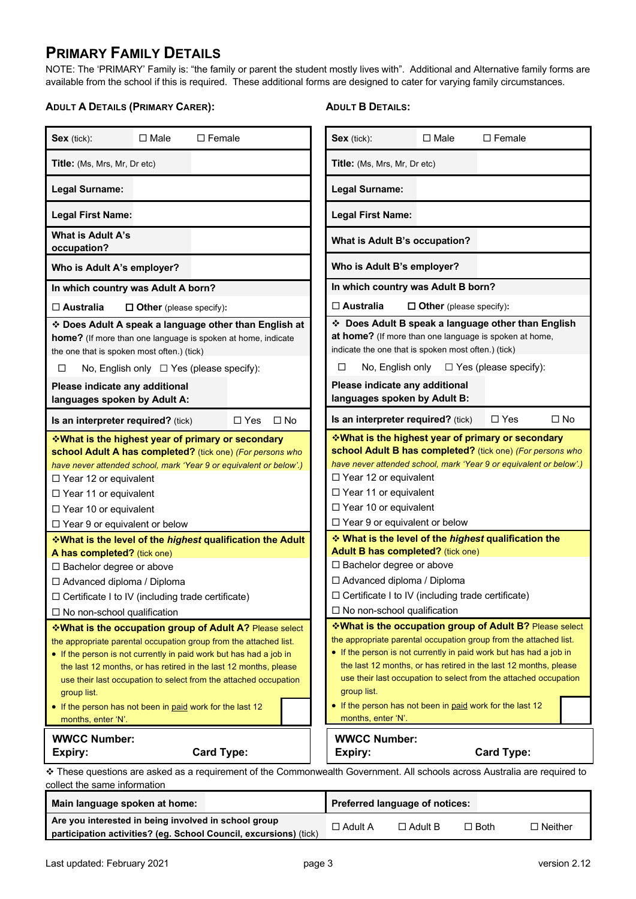# PRIMARY FAMILY DETAILS

NOTE: The 'PRIMARY' Family is: "the family or parent the student mostly lives with". Additional and Alternative family forms are available from the school if this is required. These additional forms are designed to cater for varying family circumstances.

## ADULT A DETAILS (PRIMARY CARER):

| | |
|---|---|
| **Sex** (tick): ☐ Male ☐ Female | |
| **Title:** (Ms, Mrs, Mr, Dr etc) | |
| **Legal Surname:** | |
| **Legal First Name:** | |
| **What is Adult A's occupation?** | |
| **Who is Adult A's employer?** | |
| **In which country was Adult A born?** | |
| ☐ **Australia** ☐ **Other** (please specify): | |
| ❖ **Does Adult A speak a language other than English at home?** (If more than one language is spoken at home, indicate the one that is spoken most often.) (tick) | |
| ☐ No, English only ☐ Yes (please specify): | |
| **Please indicate any additional languages spoken by Adult A:** | |
| **Is an interpreter required?** (tick) ☐ Yes ☐ No | |

❖**What is the highest year of primary or secondary school Adult A has completed?** (tick one) *(For persons who have never attended school, mark 'Year 9 or equivalent or below'.)*

☐ Year 12 or equivalent
☐ Year 11 or equivalent
☐ Year 10 or equivalent
☐ Year 9 or equivalent or below

❖**What is the level of the *highest* qualification the Adult A has completed?** (tick one)

☐ Bachelor degree or above
☐ Advanced diploma / Diploma
☐ Certificate I to IV (including trade certificate)
☐ No non-school qualification

❖**What is the occupation group of Adult A?** Please select the appropriate parental occupation group from the attached list.

- If the person is not currently in paid work but has had a job in the last 12 months, or has retired in the last 12 months, please use their last occupation to select from the attached occupation group list.
- If the person has not been in paid work for the last 12 months, enter 'N'. ☐

**WWCC Number:**
**Expiry:** **Card Type:**

## ADULT B DETAILS:

| | |
|---|---|
| **Sex** (tick): ☐ Male ☐ Female | |
| **Title:** (Ms, Mrs, Mr, Dr etc) | |
| **Legal Surname:** | |
| **Legal First Name:** | |
| **What is Adult B's occupation?** | |
| **Who is Adult B's employer?** | |
| **In which country was Adult B born?** | |
| ☐ **Australia** ☐ **Other** (please specify): | |
| ❖ **Does Adult B speak a language other than English at home?** (If more than one language is spoken at home, indicate the one that is spoken most often.) (tick) | |
| ☐ No, English only ☐ Yes (please specify): | |
| **Please indicate any additional languages spoken by Adult B:** | |
| **Is an interpreter required?** (tick) ☐ Yes ☐ No | |

❖**What is the highest year of primary or secondary school Adult B has completed?** (tick one) *(For persons who have never attended school, mark 'Year 9 or equivalent or below'.)*

☐ Year 12 or equivalent
☐ Year 11 or equivalent
☐ Year 10 or equivalent
☐ Year 9 or equivalent or below

❖ **What is the level of the *highest* qualification the Adult B has completed?** (tick one)

☐ Bachelor degree or above
☐ Advanced diploma / Diploma
☐ Certificate I to IV (including trade certificate)
☐ No non-school qualification

❖**What is the occupation group of Adult B?** Please select the appropriate parental occupation group from the attached list.

- If the person is not currently in paid work but has had a job in the last 12 months, or has retired in the last 12 months, please use their last occupation to select from the attached occupation group list.
- If the person has not been in paid work for the last 12 months, enter 'N'. ☐

**WWCC Number:**
**Expiry:** **Card Type:**

❖ These questions are asked as a requirement of the Commonwealth Government. All schools across Australia are required to collect the same information

| | | | | | | |
|---|---|---|---|---|---|---|
| **Main language spoken at home:** | | **Preferred language of notices:** | | | | |
| **Are you interested in being involved in school group participation activities? (eg. School Council, excursions)** (tick) | | ☐ Adult A | ☐ Adult B | ☐ Both | ☐ Neither | |

Last updated: February 2021 version 2.12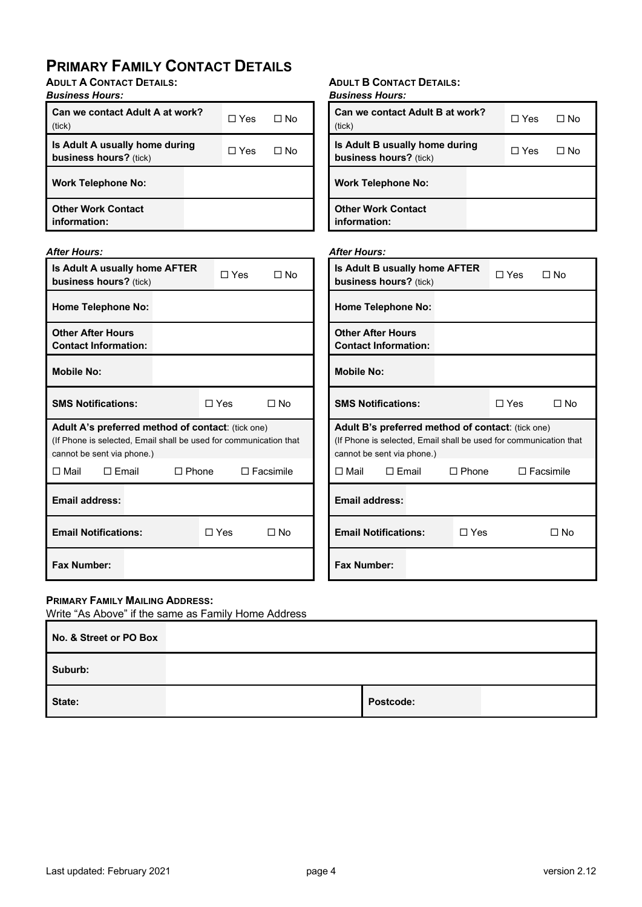# PRIMARY FAMILY CONTACT DETAILS

## ADULT A CONTACT DETAILS:

*Business Hours:*

| | | |
|---|---|---|
| **Can we contact Adult A at work?** (tick) | ☐ Yes | ☐ No |
| **Is Adult A usually home during business hours?** (tick) | ☐ Yes | ☐ No |
| **Work Telephone No:** | | |
| **Other Work Contact information:** | | |

*After Hours:*

| | | |
|---|---|---|
| **Is Adult A usually home AFTER business hours?** (tick) | ☐ Yes | ☐ No |
| **Home Telephone No:** | | |
| **Other After Hours Contact Information:** | | |
| **Mobile No:** | | |
| **SMS Notifications:** | ☐ Yes | ☐ No |

**Adult A's preferred method of contact**: (tick one)
(If Phone is selected, Email shall be used for communication that cannot be sent via phone.)

☐ Mail ☐ Email ☐ Phone ☐ Facsimile

| | | |
|---|---|---|
| **Email address:** | | |
| **Email Notifications:** | ☐ Yes | ☐ No |
| **Fax Number:** | | |

## ADULT B CONTACT DETAILS:

*Business Hours:*

| | | |
|---|---|---|
| **Can we contact Adult B at work?** (tick) | ☐ Yes | ☐ No |
| **Is Adult B usually home during business hours?** (tick) | ☐ Yes | ☐ No |
| **Work Telephone No:** | | |
| **Other Work Contact information:** | | |

*After Hours:*

| | | |
|---|---|---|
| **Is Adult B usually home AFTER business hours?** (tick) | ☐ Yes | ☐ No |
| **Home Telephone No:** | | |
| **Other After Hours Contact Information:** | | |
| **Mobile No:** | | |
| **SMS Notifications:** | ☐ Yes | ☐ No |

**Adult B's preferred method of contact**: (tick one)
(If Phone is selected, Email shall be used for communication that cannot be sent via phone.)

☐ Mail ☐ Email ☐ Phone ☐ Facsimile

| | | |
|---|---|---|
| **Email address:** | | |
| **Email Notifications:** | ☐ Yes | ☐ No |
| **Fax Number:** | | |

## PRIMARY FAMILY MAILING ADDRESS:

Write "As Above" if the same as Family Home Address

| | | | |
|---|---|---|---|
| **No. & Street or PO Box** | | | |
| **Suburb:** | | | |
| **State:** | | **Postcode:** | |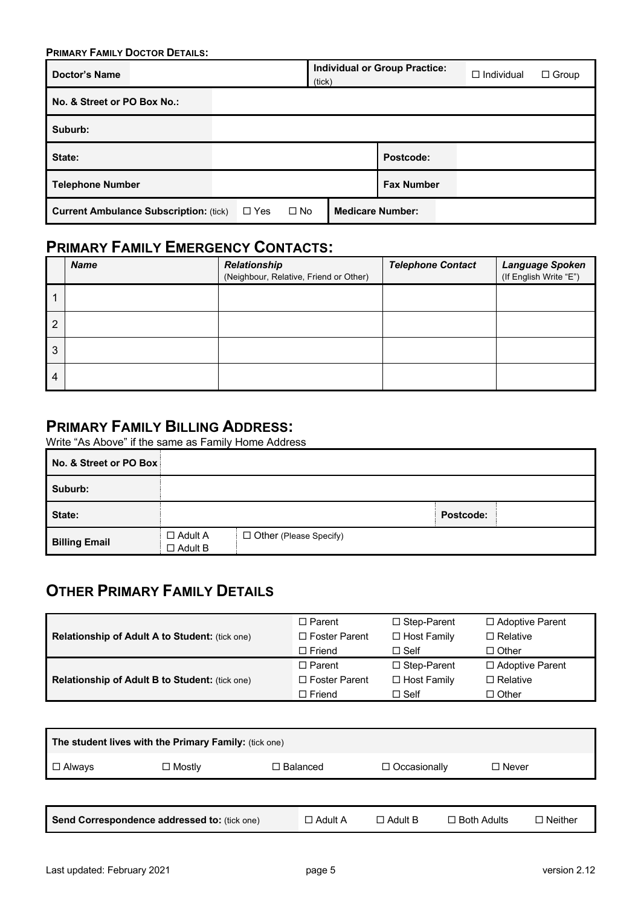**PRIMARY FAMILY DOCTOR DETAILS:**

| Doctor's Name | | Individual or Group Practice: (tick) | ☐ Individual ☐ Group |
|---|---|---|---|
| No. & Street or PO Box No.: | | | |
| Suburb: | | | |
| State: | | Postcode: | |
| Telephone Number | | Fax Number | |
| Current Ambulance Subscription: (tick) | ☐ Yes ☐ No | Medicare Number: | |

## PRIMARY FAMILY EMERGENCY CONTACTS:

| | *Name* | *Relationship* (Neighbour, Relative, Friend or Other) | *Telephone Contact* | *Language Spoken* (If English Write "E") |
|---|---|---|---|---|
| 1 | | | | |
| 2 | | | | |
| 3 | | | | |
| 4 | | | | |

## PRIMARY FAMILY BILLING ADDRESS:

Write "As Above" if the same as Family Home Address

| No. & Street or PO Box | | | |
|---|---|---|---|
| Suburb: | | | |
| State: | | Postcode: | |
| Billing Email | ☐ Adult A ☐ Adult B | ☐ Other (Please Specify) | |

## OTHER PRIMARY FAMILY DETAILS

| | | | |
|---|---|---|---|
| **Relationship of Adult A to Student:** (tick one) | ☐ Parent ☐ Foster Parent ☐ Friend | ☐ Step-Parent ☐ Host Family ☐ Self | ☐ Adoptive Parent ☐ Relative ☐ Other |
| **Relationship of Adult B to Student:** (tick one) | ☐ Parent ☐ Foster Parent ☐ Friend | ☐ Step-Parent ☐ Host Family ☐ Self | ☐ Adoptive Parent ☐ Relative ☐ Other |

| **The student lives with the Primary Family:** (tick one) | | | | |
|---|---|---|---|---|
| ☐ Always | ☐ Mostly | ☐ Balanced | ☐ Occasionally | ☐ Never |

| **Send Correspondence addressed to:** (tick one) | ☐ Adult A | ☐ Adult B | ☐ Both Adults | ☐ Neither |
|---|---|---|---|---|

Last updated: February 2021 version 2.12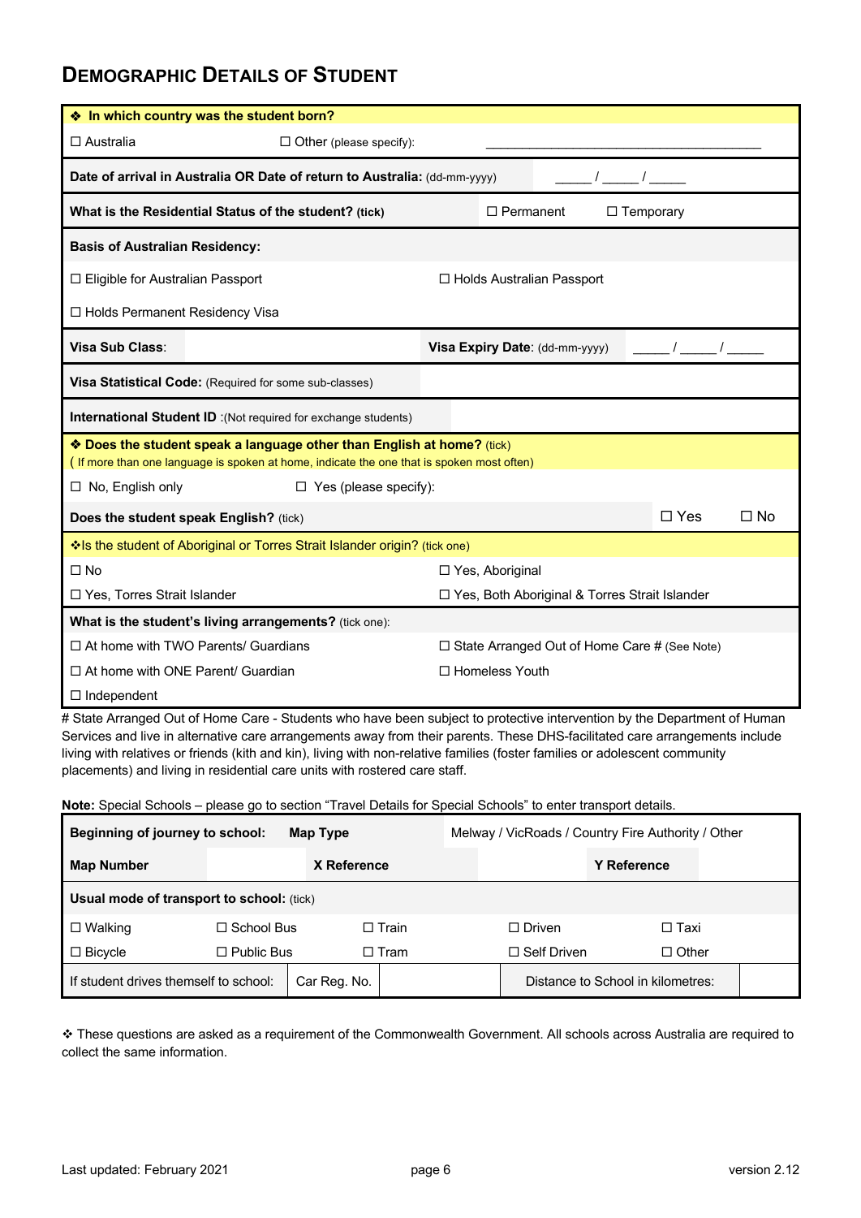## DEMOGRAPHIC DETAILS OF STUDENT

| ❖ **In which country was the student born?** | | | |
|---|---|---|---|
| ☐ Australia | ☐ Other (please specify): | ______________________________ | |
| **Date of arrival in Australia OR Date of return to Australia:** (dd-mm-yyyy) | | _____ / _____ / _____ | |
| **What is the Residential Status of the student? (tick)** | | ☐ Permanent | ☐ Temporary |
| **Basis of Australian Residency:** | | | |
| ☐ Eligible for Australian Passport | | ☐ Holds Australian Passport | |
| ☐ Holds Permanent Residency Visa | | | |
| **Visa Sub Class**: | | **Visa Expiry Date**: (dd-mm-yyyy) | _____ / _____ / _____ |
| **Visa Statistical Code:** (Required for some sub-classes) | | | |
| **International Student ID** :(Not required for exchange students) | | | |
| ❖ **Does the student speak a language other than English at home?** (tick) ( If more than one language is spoken at home, indicate the one that is spoken most often) | | | |
| ☐ No, English only | ☐ Yes (please specify): | | |
| **Does the student speak English?** (tick) | | ☐ Yes | ☐ No |
| ❖Is the student of Aboriginal or Torres Strait Islander origin? (tick one) | | | |
| ☐ No | | ☐ Yes, Aboriginal | |
| ☐ Yes, Torres Strait Islander | | ☐ Yes, Both Aboriginal & Torres Strait Islander | |
| **What is the student's living arrangements?** (tick one): | | | |
| ☐ At home with TWO Parents/ Guardians | | ☐ State Arranged Out of Home Care # (See Note) | |
| ☐ At home with ONE Parent/ Guardian | | ☐ Homeless Youth | |
| ☐ Independent | | | |

# State Arranged Out of Home Care - Students who have been subject to protective intervention by the Department of Human Services and live in alternative care arrangements away from their parents. These DHS-facilitated care arrangements include living with relatives or friends (kith and kin), living with non-relative families (foster families or adolescent community placements) and living in residential care units with rostered care staff.

**Note:** Special Schools – please go to section "Travel Details for Special Schools" to enter transport details.

| **Beginning of journey to school:** | **Map Type** | | Melway / VicRoads / Country Fire Authority / Other | | |
|---|---|---|---|---|---|
| **Map Number** | | **X Reference** | | **Y Reference** | |
| **Usual mode of transport to school:** (tick) | | | | | |
| ☐ Walking | ☐ School Bus | ☐ Train | ☐ Driven | ☐ Taxi | |
| ☐ Bicycle | ☐ Public Bus | ☐ Tram | ☐ Self Driven | ☐ Other | |
| If student drives themself to school: | Car Reg. No. | | Distance to School in kilometres: | | |

❖ These questions are asked as a requirement of the Commonwealth Government. All schools across Australia are required to collect the same information.

Last updated: February 2021 | version 2.12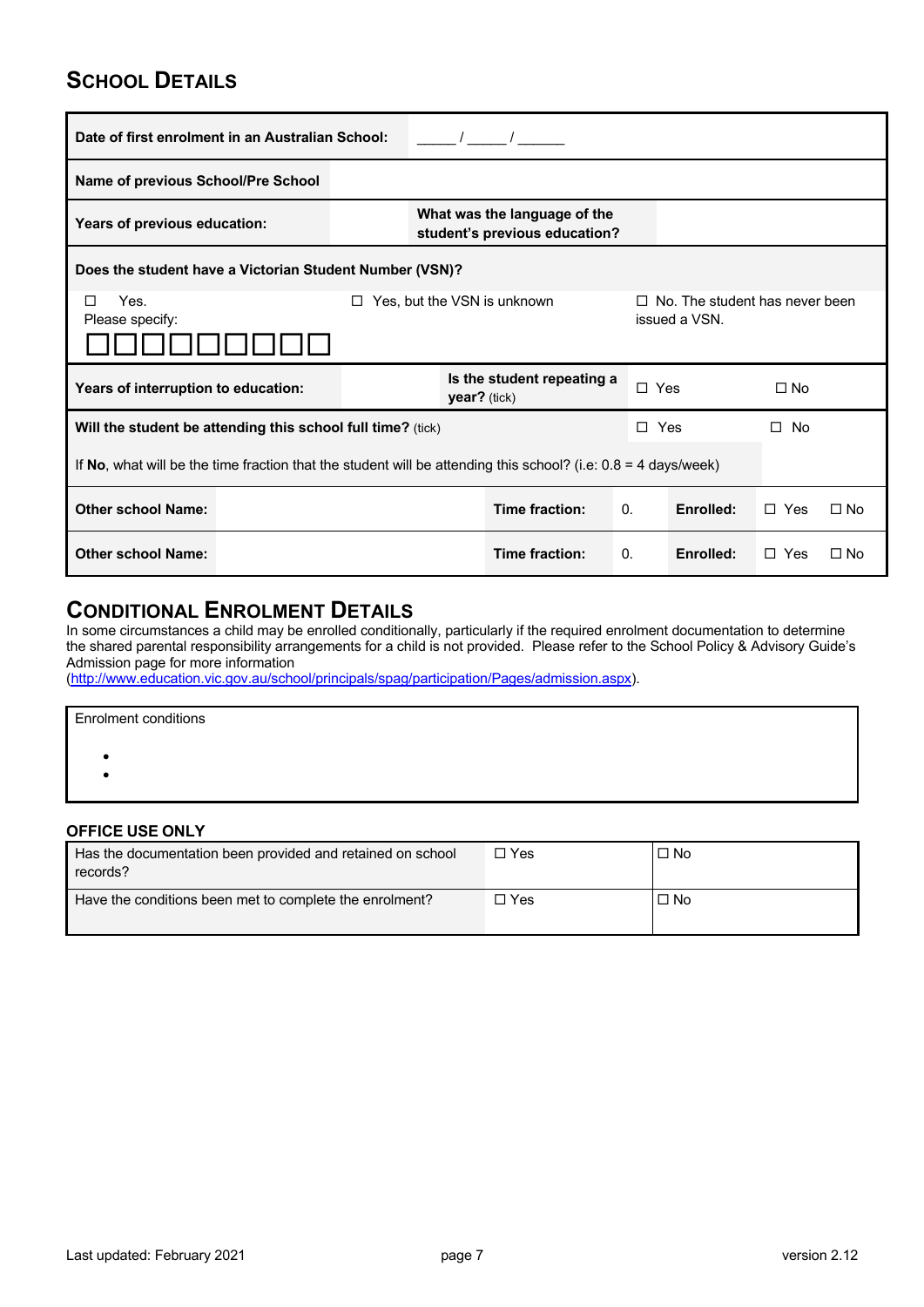## School Details

| Date of first enrolment in an Australian School: | _____ / _____ / ______ | | |
|---|---|---|---|
| Name of previous School/Pre School | | | |
| Years of previous education: | | What was the language of the student's previous education? | |

**Does the student have a Victorian Student Number (VSN)?**

| ☐ Yes. Please specify: ☐☐☐☐☐☐☐☐☐ | ☐ Yes, but the VSN is unknown | ☐ No. The student has never been issued a VSN. |
|---|---|---|

| Years of interruption to education: | | Is the student repeating a year? (tick) | ☐ Yes | ☐ No |
|---|---|---|---|---|
| **Will the student be attending this school full time?** (tick) | | | ☐ Yes | ☐ No |

If **No**, what will be the time fraction that the student will be attending this school? (i.e: 0.8 = 4 days/week)

| Other school Name: | | Time fraction: | 0. | Enrolled: | ☐ Yes | ☐ No |
|---|---|---|---|---|---|---|
| Other school Name: | | Time fraction: | 0. | Enrolled: | ☐ Yes | ☐ No |

## Conditional Enrolment Details

In some circumstances a child may be enrolled conditionally, particularly if the required enrolment documentation to determine the shared parental responsibility arrangements for a child is not provided. Please refer to the School Policy & Advisory Guide's Admission page for more information (http://www.education.vic.gov.au/school/principals/spag/participation/Pages/admission.aspx).

Enrolment conditions

- 
- 

### OFFICE USE ONLY

| Has the documentation been provided and retained on school records? | ☐ Yes | ☐ No |
|---|---|---|
| Have the conditions been met to complete the enrolment? | ☐ Yes | ☐ No |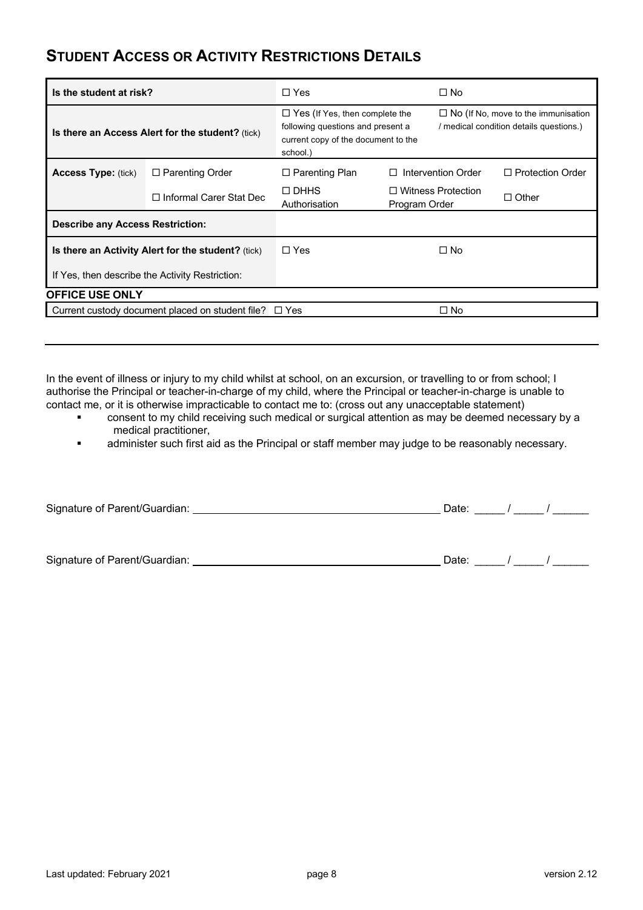## STUDENT ACCESS OR ACTIVITY RESTRICTIONS DETAILS

| | | | | |
|---|---|---|---|---|
| **Is the student at risk?** | | ☐ Yes | ☐ No | |
| **Is there an Access Alert for the student?** (tick) | | ☐ Yes (If Yes, then complete the following questions and present a current copy of the document to the school.) | ☐ No (If No, move to the immunisation / medical condition details questions.) | |
| **Access Type:** (tick) | ☐ Parenting Order | ☐ Parenting Plan | ☐ Intervention Order | ☐ Protection Order |
| | ☐ Informal Carer Stat Dec | ☐ DHHS Authorisation | ☐ Witness Protection Program Order | ☐ Other |
| **Describe any Access Restriction:** | | | | |
| **Is there an Activity Alert for the student?** (tick) | | ☐ Yes | ☐ No | |
| If Yes, then describe the Activity Restriction: | | | | |

**OFFICE USE ONLY**

| | | |
|---|---|---|
| Current custody document placed on student file? | ☐ Yes | ☐ No |

---

In the event of illness or injury to my child whilst at school, on an excursion, or travelling to or from school; I authorise the Principal or teacher-in-charge of my child, where the Principal or teacher-in-charge is unable to contact me, or it is otherwise impracticable to contact me to: (cross out any unacceptable statement)

- consent to my child receiving such medical or surgical attention as may be deemed necessary by a medical practitioner,
- administer such first aid as the Principal or staff member may judge to be reasonably necessary.

Signature of Parent/Guardian: ________________________________________ Date: _____ / _____ / ______

Signature of Parent/Guardian: ________________________________________ Date: _____ / _____ / ______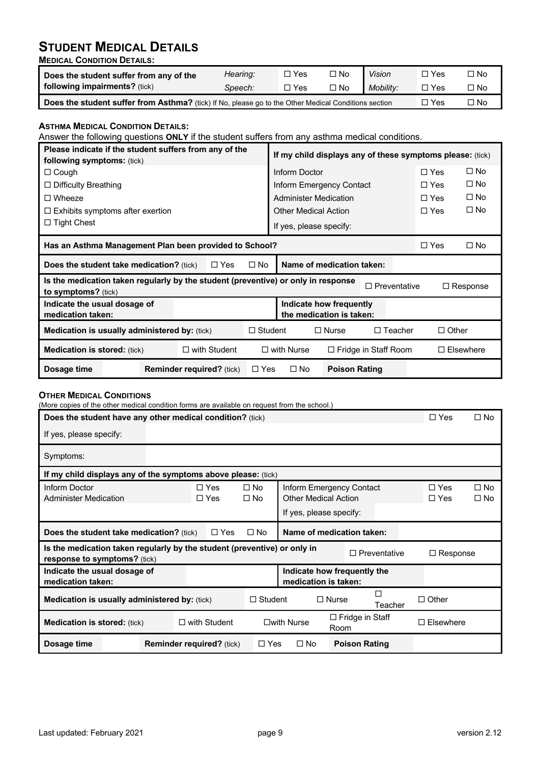# STUDENT MEDICAL DETAILS

**MEDICAL CONDITION DETAILS:**

| Does the student suffer from any of the following impairments? (tick) | *Hearing:* | ☐ Yes | ☐ No | *Vision* | ☐ Yes | ☐ No |
|---|---|---|---|---|---|---|
| | *Speech:* | ☐ Yes | ☐ No | *Mobility:* | ☐ Yes | ☐ No |
| **Does the student suffer from Asthma?** (tick) If No, please go to the Other Medical Conditions section | | | | | ☐ Yes | ☐ No |

**ASTHMA MEDICAL CONDITION DETAILS:**

Answer the following questions **ONLY** if the student suffers from any asthma medical conditions.

| **Please indicate if the student suffers from any of the following symptoms:** (tick) | **If my child displays any of these symptoms please:** (tick) | | |
|---|---|---|---|
| ☐ Cough | Inform Doctor | ☐ Yes | ☐ No |
| ☐ Difficulty Breathing | Inform Emergency Contact | ☐ Yes | ☐ No |
| ☐ Wheeze | Administer Medication | ☐ Yes | ☐ No |
| ☐ Exhibits symptoms after exertion | Other Medical Action | ☐ Yes | ☐ No |
| ☐ Tight Chest | If yes, please specify: | | |

| **Has an Asthma Management Plan been provided to School?** | | | | | | | ☐ Yes | ☐ No |
|---|---|---|---|---|---|---|---|---|
| **Does the student take medication?** (tick) | | ☐ Yes | ☐ No | **Name of medication taken:** | | | | |
| **Is the medication taken regularly by the student (preventive) or only in response to symptoms?** (tick) | | | | | | ☐ Preventative | | ☐ Response |
| **Indicate the usual dosage of medication taken:** | | | | **Indicate how frequently the medication is taken:** | | | | |
| **Medication is usually administered by:** (tick) | | | ☐ Student | ☐ Nurse | | ☐ Teacher | ☐ Other | |
| **Medication is stored:** (tick) | | ☐ with Student | ☐ with Nurse | ☐ Fridge in Staff Room | | | ☐ Elsewhere | |
| **Dosage time** | | **Reminder required?** (tick) | ☐ Yes | ☐ No | **Poison Rating** | | | |

**OTHER MEDICAL CONDITIONS**

(More copies of the other medical condition forms are available on request from the school.)

| **Does the student have any other medical condition?** (tick) | | | | | | | ☐ Yes | ☐ No |
|---|---|---|---|---|---|---|---|---|
| If yes, please specify: | | | | | | | | |
| Symptoms: | | | | | | | | |
| **If my child displays any of the symptoms above please:** (tick) | | | | | | | | |
| Inform Doctor | | ☐ Yes | ☐ No | Inform Emergency Contact | | | ☐ Yes | ☐ No |
| Administer Medication | | ☐ Yes | ☐ No | Other Medical Action | | | ☐ Yes | ☐ No |
| | | | | If yes, please specify: | | | | |
| **Does the student take medication?** (tick) | | ☐ Yes | ☐ No | **Name of medication taken:** | | | | |
| **Is the medication taken regularly by the student (preventive) or only in response to symptoms?** (tick) | | | | | | ☐ Preventative | | ☐ Response |
| **Indicate the usual dosage of medication taken:** | | | | **Indicate how frequently the medication is taken:** | | | | |
| **Medication is usually administered by:** (tick) | | | ☐ Student | ☐ Nurse | | ☐ Teacher | ☐ Other | |
| **Medication is stored:** (tick) | | ☐ with Student | ☐with Nurse | ☐ Fridge in Staff Room | | | ☐ Elsewhere | |
| **Dosage time** | | **Reminder required?** (tick) | ☐ Yes | ☐ No | **Poison Rating** | | | |

Last updated: February 2021 | version 2.12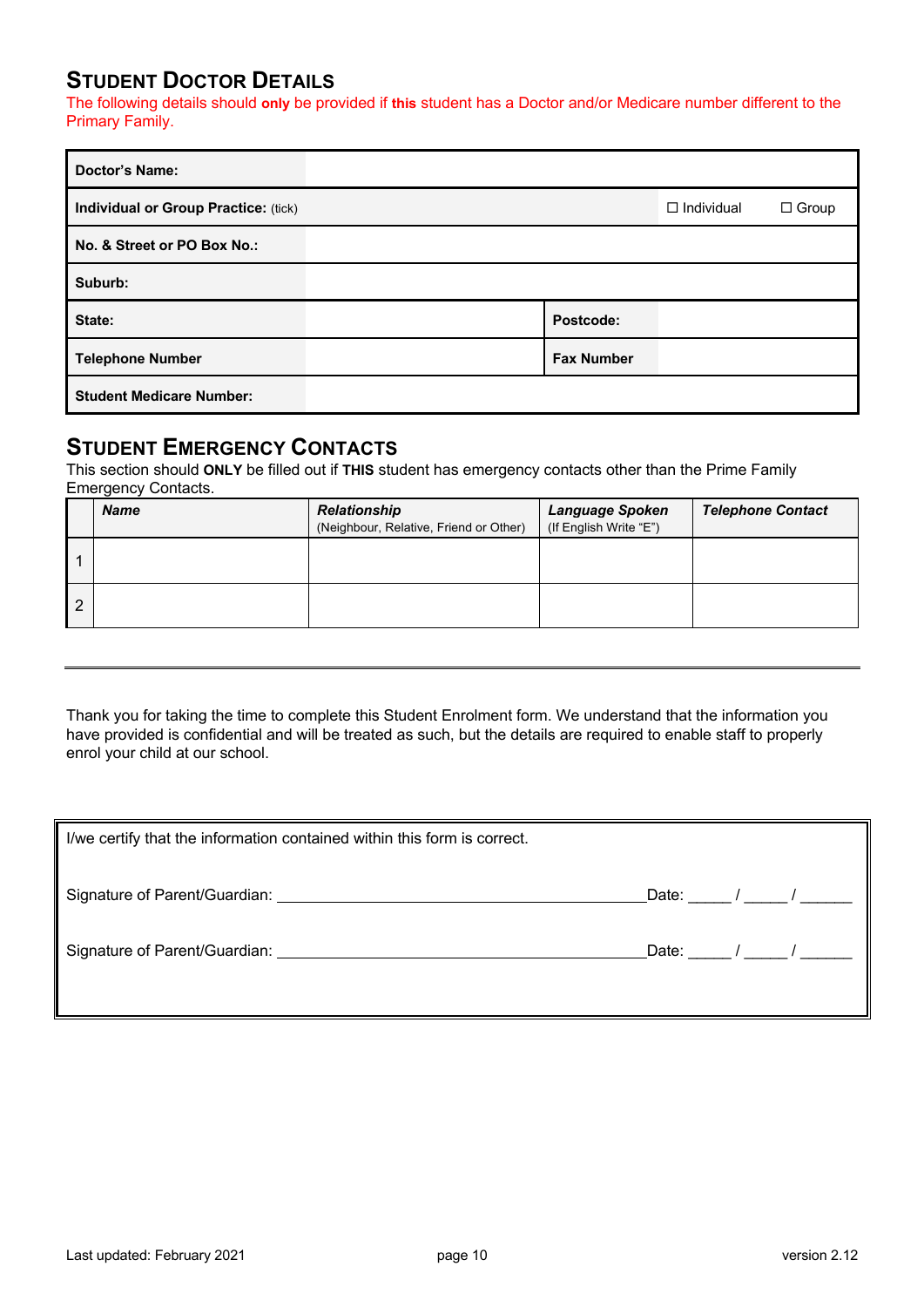## STUDENT DOCTOR DETAILS

The following details should **only** be provided if **this** student has a Doctor and/or Medicare number different to the Primary Family.

| | | | |
|---|---|---|---|
| **Doctor's Name:** | | | |
| **Individual or Group Practice:** (tick) | | ☐ Individual | ☐ Group |
| **No. & Street or PO Box No.:** | | | |
| **Suburb:** | | | |
| **State:** | | **Postcode:** | |
| **Telephone Number** | | **Fax Number** | |
| **Student Medicare Number:** | | | |

## STUDENT EMERGENCY CONTACTS

This section should **ONLY** be filled out if **THIS** student has emergency contacts other than the Prime Family Emergency Contacts.

| | ***Name*** | ***Relationship*** (Neighbour, Relative, Friend or Other) | ***Language Spoken*** (If English Write "E") | ***Telephone Contact*** |
|---|---|---|---|---|
| 1 | | | | |
| 2 | | | | |

---

Thank you for taking the time to complete this Student Enrolment form. We understand that the information you have provided is confidential and will be treated as such, but the details are required to enable staff to properly enrol your child at our school.

I/we certify that the information contained within this form is correct.

Signature of Parent/Guardian: ____________________________________________ Date: _____ / _____ / ______

Signature of Parent/Guardian: ____________________________________________ Date: _____ / _____ / ______

Last updated: February 2021 version 2.12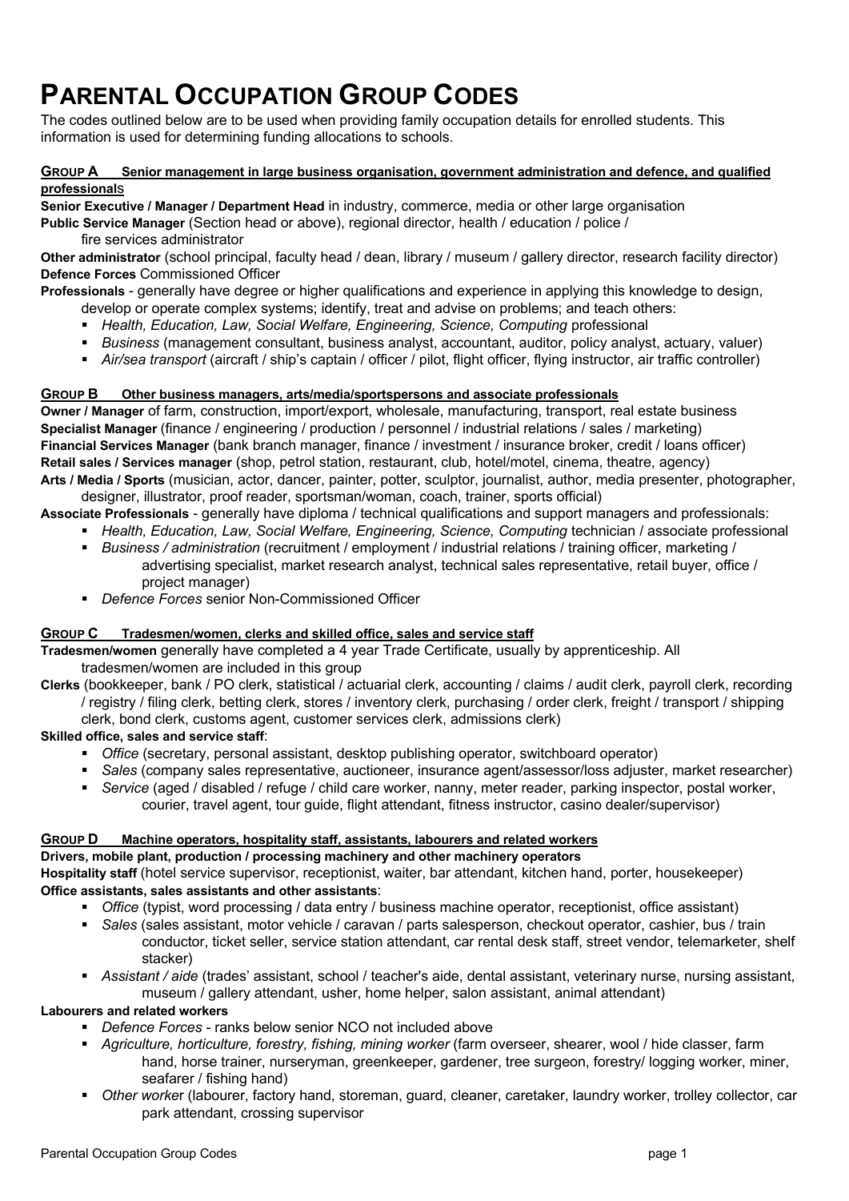# PARENTAL OCCUPATION GROUP CODES

The codes outlined below are to be used when providing family occupation details for enrolled students. This information is used for determining funding allocations to schools.

## GROUP A Senior management in large business organisation, government administration and defence, and qualified professionals

**Senior Executive / Manager / Department Head** in industry, commerce, media or other large organisation

**Public Service Manager** (Section head or above), regional director, health / education / police / fire services administrator

**Other administrator** (school principal, faculty head / dean, library / museum / gallery director, research facility director)

**Defence Forces** Commissioned Officer

**Professionals** - generally have degree or higher qualifications and experience in applying this knowledge to design, develop or operate complex systems; identify, treat and advise on problems; and teach others:

- *Health, Education, Law, Social Welfare, Engineering, Science, Computing* professional
- *Business* (management consultant, business analyst, accountant, auditor, policy analyst, actuary, valuer)
- *Air/sea transport* (aircraft / ship's captain / officer / pilot, flight officer, flying instructor, air traffic controller)

## GROUP B Other business managers, arts/media/sportspersons and associate professionals

**Owner / Manager** of farm, construction, import/export, wholesale, manufacturing, transport, real estate business

**Specialist Manager** (finance / engineering / production / personnel / industrial relations / sales / marketing)

**Financial Services Manager** (bank branch manager, finance / investment / insurance broker, credit / loans officer)

**Retail sales / Services manager** (shop, petrol station, restaurant, club, hotel/motel, cinema, theatre, agency)

**Arts / Media / Sports** (musician, actor, dancer, painter, potter, sculptor, journalist, author, media presenter, photographer, designer, illustrator, proof reader, sportsman/woman, coach, trainer, sports official)

**Associate Professionals** - generally have diploma / technical qualifications and support managers and professionals:

- *Health, Education, Law, Social Welfare, Engineering, Science, Computing* technician / associate professional
- *Business / administration* (recruitment / employment / industrial relations / training officer, marketing / advertising specialist, market research analyst, technical sales representative, retail buyer, office / project manager)
- *Defence Forces* senior Non-Commissioned Officer

## GROUP C Tradesmen/women, clerks and skilled office, sales and service staff

**Tradesmen/women** generally have completed a 4 year Trade Certificate, usually by apprenticeship. All tradesmen/women are included in this group

**Clerks** (bookkeeper, bank / PO clerk, statistical / actuarial clerk, accounting / claims / audit clerk, payroll clerk, recording / registry / filing clerk, betting clerk, stores / inventory clerk, purchasing / order clerk, freight / transport / shipping clerk, bond clerk, customs agent, customer services clerk, admissions clerk)

**Skilled office, sales and service staff**:

- *Office* (secretary, personal assistant, desktop publishing operator, switchboard operator)
- *Sales* (company sales representative, auctioneer, insurance agent/assessor/loss adjuster, market researcher)
- *Service* (aged / disabled / refuge / child care worker, nanny, meter reader, parking inspector, postal worker, courier, travel agent, tour guide, flight attendant, fitness instructor, casino dealer/supervisor)

## GROUP D Machine operators, hospitality staff, assistants, labourers and related workers

**Drivers, mobile plant, production / processing machinery and other machinery operators**

**Hospitality staff** (hotel service supervisor, receptionist, waiter, bar attendant, kitchen hand, porter, housekeeper)

**Office assistants, sales assistants and other assistants**:

- *Office* (typist, word processing / data entry / business machine operator, receptionist, office assistant)
- *Sales* (sales assistant, motor vehicle / caravan / parts salesperson, checkout operator, cashier, bus / train conductor, ticket seller, service station attendant, car rental desk staff, street vendor, telemarketer, shelf stacker)
- *Assistant / aide* (trades' assistant, school / teacher's aide, dental assistant, veterinary nurse, nursing assistant, museum / gallery attendant, usher, home helper, salon assistant, animal attendant)

**Labourers and related workers**

- *Defence Forces* - ranks below senior NCO not included above
- *Agriculture, horticulture, forestry, fishing, mining worker* (farm overseer, shearer, wool / hide classer, farm hand, horse trainer, nurseryman, greenkeeper, gardener, tree surgeon, forestry/ logging worker, miner, seafarer / fishing hand)
- *Other worker* (labourer, factory hand, storeman, guard, cleaner, caretaker, laundry worker, trolley collector, car park attendant, crossing supervisor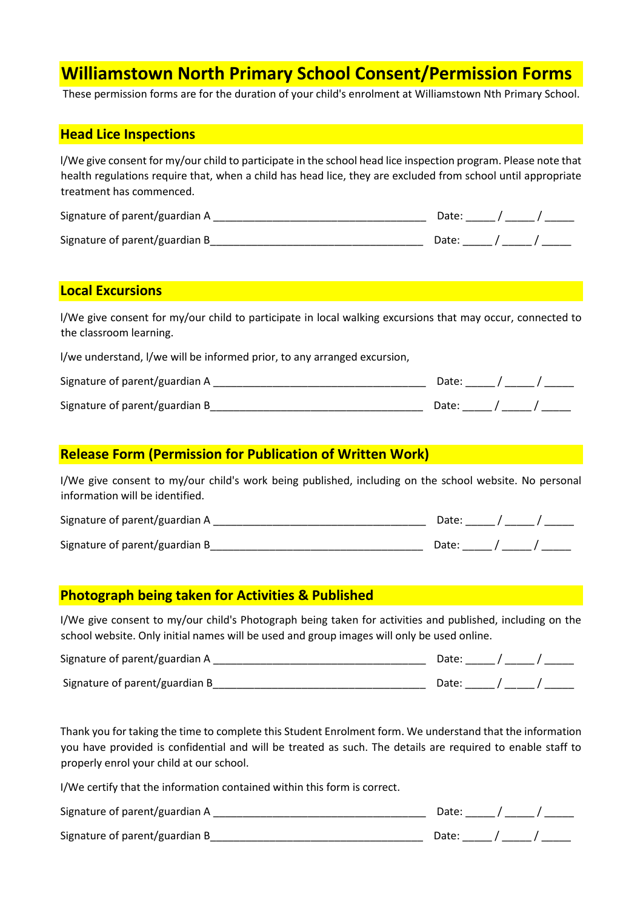# Williamstown North Primary School Consent/Permission Forms

These permission forms are for the duration of your child's enrolment at Williamstown Nth Primary School.

## Head Lice Inspections

I/We give consent for my/our child to participate in the school head lice inspection program. Please note that health regulations require that, when a child has head lice, they are excluded from school until appropriate treatment has commenced.

Signature of parent/guardian A ____________________________________ Date: _____ / _____ / _____

Signature of parent/guardian B____________________________________ Date: _____ / _____ / _____

## Local Excursions

I/We give consent for my/our child to participate in local walking excursions that may occur, connected to the classroom learning.

I/we understand, I/we will be informed prior, to any arranged excursion,

Signature of parent/guardian A ____________________________________ Date: _____ / _____ / _____

Signature of parent/guardian B____________________________________ Date: _____ / _____ / _____

## Release Form (Permission for Publication of Written Work)

I/We give consent to my/our child's work being published, including on the school website. No personal information will be identified.

Signature of parent/guardian A ____________________________________ Date: _____ / _____ / _____

Signature of parent/guardian B____________________________________ Date: _____ / _____ / _____

## Photograph being taken for Activities & Published

I/We give consent to my/our child's Photograph being taken for activities and published, including on the school website. Only initial names will be used and group images will only be used online.

Signature of parent/guardian A ____________________________________ Date: _____ / _____ / _____

Signature of parent/guardian B____________________________________ Date: _____ / _____ / _____

Thank you for taking the time to complete this Student Enrolment form. We understand that the information you have provided is confidential and will be treated as such. The details are required to enable staff to properly enrol your child at our school.

I/We certify that the information contained within this form is correct.

Signature of parent/guardian A ____________________________________ Date: _____ / _____ / _____

Signature of parent/guardian B____________________________________ Date: _____ / _____ / _____